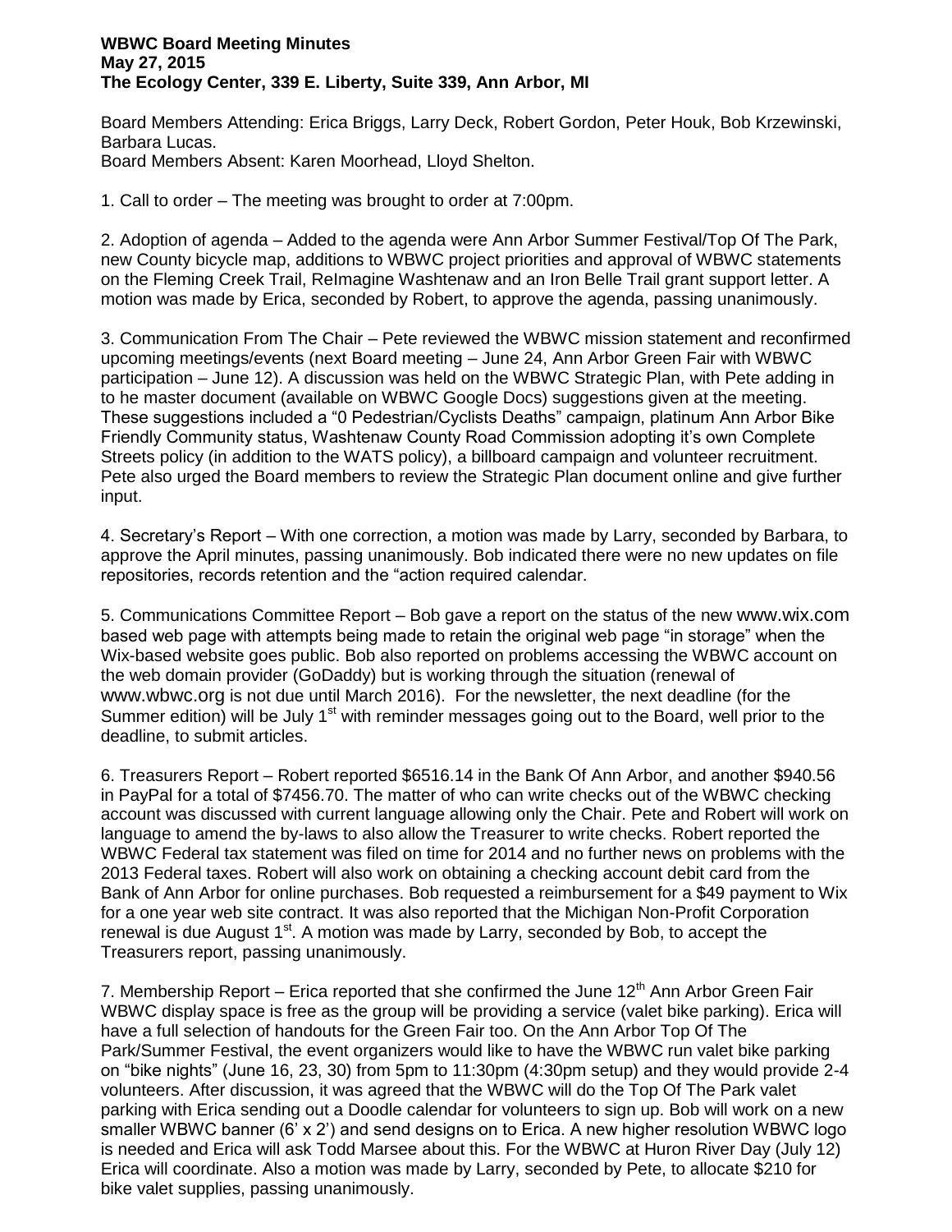**WBWC Board Meeting Minutes**
**May 27, 2015**
**The Ecology Center, 339 E. Liberty, Suite 339, Ann Arbor, MI**

Board Members Attending: Erica Briggs, Larry Deck, Robert Gordon, Peter Houk, Bob Krzewinski, Barbara Lucas.
Board Members Absent: Karen Moorhead, Lloyd Shelton.

1. Call to order – The meeting was brought to order at 7:00pm.

2. Adoption of agenda – Added to the agenda were Ann Arbor Summer Festival/Top Of The Park, new County bicycle map, additions to WBWC project priorities and approval of WBWC statements on the Fleming Creek Trail, ReImagine Washtenaw and an Iron Belle Trail grant support letter. A motion was made by Erica, seconded by Robert, to approve the agenda, passing unanimously.

3. Communication From The Chair – Pete reviewed the WBWC mission statement and reconfirmed upcoming meetings/events (next Board meeting – June 24, Ann Arbor Green Fair with WBWC participation – June 12). A discussion was held on the WBWC Strategic Plan, with Pete adding in to he master document (available on WBWC Google Docs) suggestions given at the meeting. These suggestions included a "0 Pedestrian/Cyclists Deaths" campaign, platinum Ann Arbor Bike Friendly Community status, Washtenaw County Road Commission adopting it's own Complete Streets policy (in addition to the WATS policy), a billboard campaign and volunteer recruitment. Pete also urged the Board members to review the Strategic Plan document online and give further input.

4. Secretary's Report – With one correction, a motion was made by Larry, seconded by Barbara, to approve the April minutes, passing unanimously. Bob indicated there were no new updates on file repositories, records retention and the "action required calendar.

5. Communications Committee Report – Bob gave a report on the status of the new www.wix.com based web page with attempts being made to retain the original web page "in storage" when the Wix-based website goes public. Bob also reported on problems accessing the WBWC account on the web domain provider (GoDaddy) but is working through the situation (renewal of www.wbwc.org is not due until March 2016). For the newsletter, the next deadline (for the Summer edition) will be July 1st with reminder messages going out to the Board, well prior to the deadline, to submit articles.

6. Treasurers Report – Robert reported $6516.14 in the Bank Of Ann Arbor, and another $940.56 in PayPal for a total of $7456.70. The matter of who can write checks out of the WBWC checking account was discussed with current language allowing only the Chair. Pete and Robert will work on language to amend the by-laws to also allow the Treasurer to write checks. Robert reported the WBWC Federal tax statement was filed on time for 2014 and no further news on problems with the 2013 Federal taxes. Robert will also work on obtaining a checking account debit card from the Bank of Ann Arbor for online purchases. Bob requested a reimbursement for a $49 payment to Wix for a one year web site contract. It was also reported that the Michigan Non-Profit Corporation renewal is due August 1st. A motion was made by Larry, seconded by Bob, to accept the Treasurers report, passing unanimously.

7. Membership Report – Erica reported that she confirmed the June 12th Ann Arbor Green Fair WBWC display space is free as the group will be providing a service (valet bike parking). Erica will have a full selection of handouts for the Green Fair too. On the Ann Arbor Top Of The Park/Summer Festival, the event organizers would like to have the WBWC run valet bike parking on "bike nights" (June 16, 23, 30) from 5pm to 11:30pm (4:30pm setup) and they would provide 2-4 volunteers. After discussion, it was agreed that the WBWC will do the Top Of The Park valet parking with Erica sending out a Doodle calendar for volunteers to sign up. Bob will work on a new smaller WBWC banner (6' x 2') and send designs on to Erica. A new higher resolution WBWC logo is needed and Erica will ask Todd Marsee about this. For the WBWC at Huron River Day (July 12) Erica will coordinate. Also a motion was made by Larry, seconded by Pete, to allocate $210 for bike valet supplies, passing unanimously.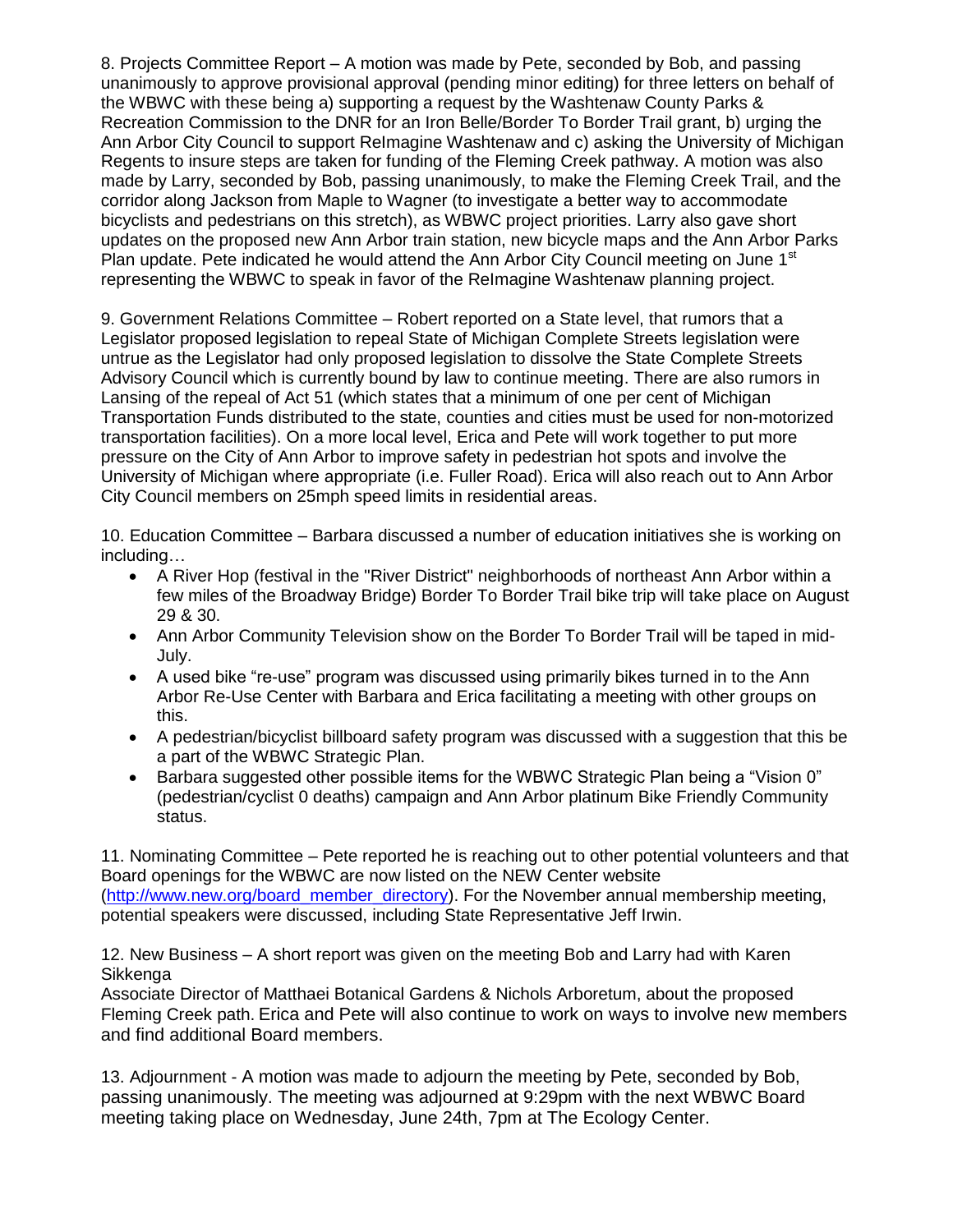8. Projects Committee Report – A motion was made by Pete, seconded by Bob, and passing unanimously to approve provisional approval (pending minor editing) for three letters on behalf of the WBWC with these being a) supporting a request by the Washtenaw County Parks & Recreation Commission to the DNR for an Iron Belle/Border To Border Trail grant, b) urging the Ann Arbor City Council to support ReImagine Washtenaw and c) asking the University of Michigan Regents to insure steps are taken for funding of the Fleming Creek pathway. A motion was also made by Larry, seconded by Bob, passing unanimously, to make the Fleming Creek Trail, and the corridor along Jackson from Maple to Wagner (to investigate a better way to accommodate bicyclists and pedestrians on this stretch), as WBWC project priorities. Larry also gave short updates on the proposed new Ann Arbor train station, new bicycle maps and the Ann Arbor Parks Plan update. Pete indicated he would attend the Ann Arbor City Council meeting on June 1st representing the WBWC to speak in favor of the ReImagine Washtenaw planning project.

9. Government Relations Committee – Robert reported on a State level, that rumors that a Legislator proposed legislation to repeal State of Michigan Complete Streets legislation were untrue as the Legislator had only proposed legislation to dissolve the State Complete Streets Advisory Council which is currently bound by law to continue meeting. There are also rumors in Lansing of the repeal of Act 51 (which states that a minimum of one per cent of Michigan Transportation Funds distributed to the state, counties and cities must be used for non-motorized transportation facilities). On a more local level, Erica and Pete will work together to put more pressure on the City of Ann Arbor to improve safety in pedestrian hot spots and involve the University of Michigan where appropriate (i.e. Fuller Road). Erica will also reach out to Ann Arbor City Council members on 25mph speed limits in residential areas.

10. Education Committee – Barbara discussed a number of education initiatives she is working on including…

- A River Hop (festival in the "River District" neighborhoods of northeast Ann Arbor within a few miles of the Broadway Bridge) Border To Border Trail bike trip will take place on August 29 & 30.
- Ann Arbor Community Television show on the Border To Border Trail will be taped in mid-July.
- A used bike “re-use” program was discussed using primarily bikes turned in to the Ann Arbor Re-Use Center with Barbara and Erica facilitating a meeting with other groups on this.
- A pedestrian/bicyclist billboard safety program was discussed with a suggestion that this be a part of the WBWC Strategic Plan.
- Barbara suggested other possible items for the WBWC Strategic Plan being a “Vision 0” (pedestrian/cyclist 0 deaths) campaign and Ann Arbor platinum Bike Friendly Community status.

11. Nominating Committee – Pete reported he is reaching out to other potential volunteers and that Board openings for the WBWC are now listed on the NEW Center website (http://www.new.org/board_member_directory). For the November annual membership meeting, potential speakers were discussed, including State Representative Jeff Irwin.

12. New Business – A short report was given on the meeting Bob and Larry had with Karen Sikkenga
Associate Director of Matthaei Botanical Gardens & Nichols Arboretum, about the proposed Fleming Creek path. Erica and Pete will also continue to work on ways to involve new members and find additional Board members.

13. Adjournment - A motion was made to adjourn the meeting by Pete, seconded by Bob, passing unanimously. The meeting was adjourned at 9:29pm with the next WBWC Board meeting taking place on Wednesday, June 24th, 7pm at The Ecology Center.